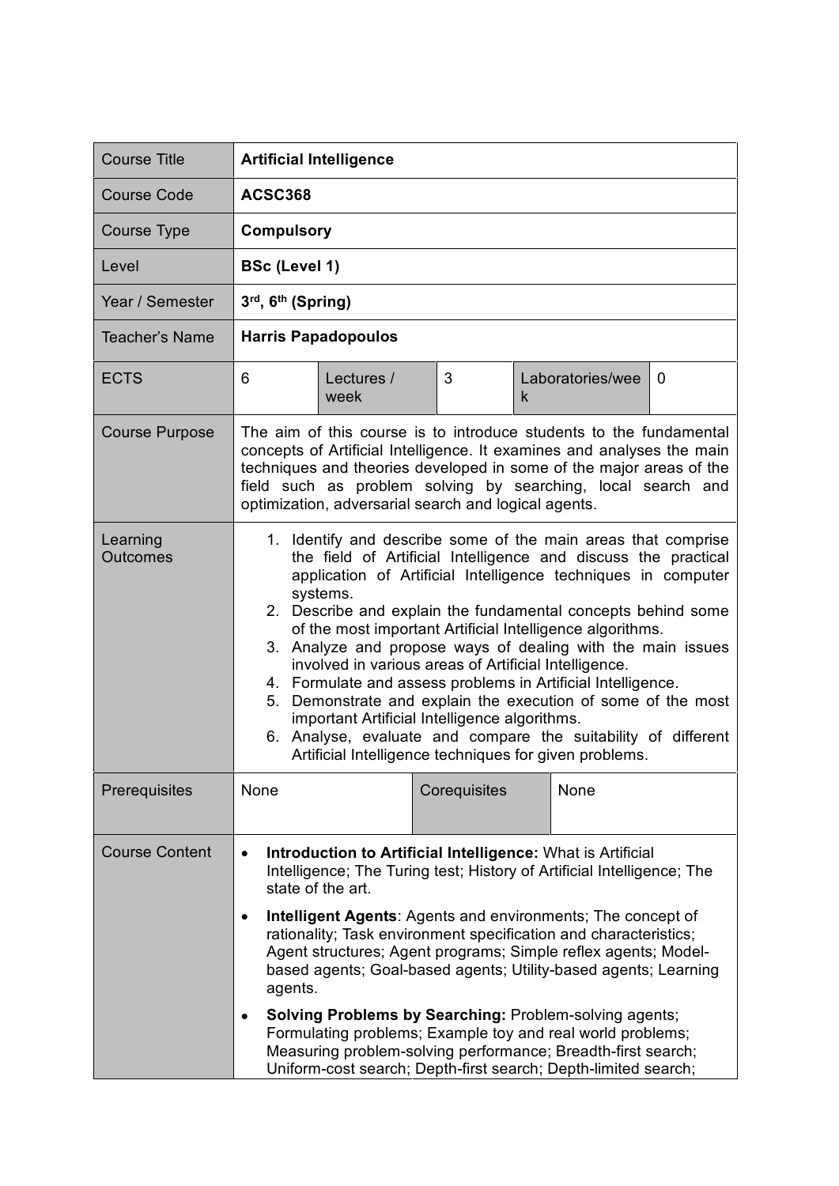| | | | | | |
|---|---|---|---|---|---|
| Course Title | **Artificial Intelligence** | | | | |
| Course Code | **ACSC368** | | | | |
| Course Type | **Compulsory** | | | | |
| Level | **BSc (Level 1)** | | | | |
| Year / Semester | **3rd, 6th (Spring)** | | | | |
| Teacher's Name | **Harris Papadopoulos** | | | | |
| ECTS | 6 | Lectures / week | 3 | Laboratories/week | 0 |
| Course Purpose | The aim of this course is to introduce students to the fundamental concepts of Artificial Intelligence. It examines and analyses the main techniques and theories developed in some of the major areas of the field such as problem solving by searching, local search and optimization, adversarial search and logical agents. | | | | |
| Learning Outcomes | 1. Identify and describe some of the main areas that comprise the field of Artificial Intelligence and discuss the practical application of Artificial Intelligence techniques in computer systems.<br>2. Describe and explain the fundamental concepts behind some of the most important Artificial Intelligence algorithms.<br>3. Analyze and propose ways of dealing with the main issues involved in various areas of Artificial Intelligence.<br>4. Formulate and assess problems in Artificial Intelligence.<br>5. Demonstrate and explain the execution of some of the most important Artificial Intelligence algorithms.<br>6. Analyse, evaluate and compare the suitability of different Artificial Intelligence techniques for given problems. | | | | |
| Prerequisites | None | | Corequisites | None | |
| Course Content | • **Introduction to Artificial Intelligence:** What is Artificial Intelligence; The Turing test; History of Artificial Intelligence; The state of the art.<br>• **Intelligent Agents**: Agents and environments; The concept of rationality; Task environment specification and characteristics; Agent structures; Agent programs; Simple reflex agents; Model-based agents; Goal-based agents; Utility-based agents; Learning agents.<br>• **Solving Problems by Searching:** Problem-solving agents; Formulating problems; Example toy and real world problems; Measuring problem-solving performance; Breadth-first search; Uniform-cost search; Depth-first search; Depth-limited search; | | | | |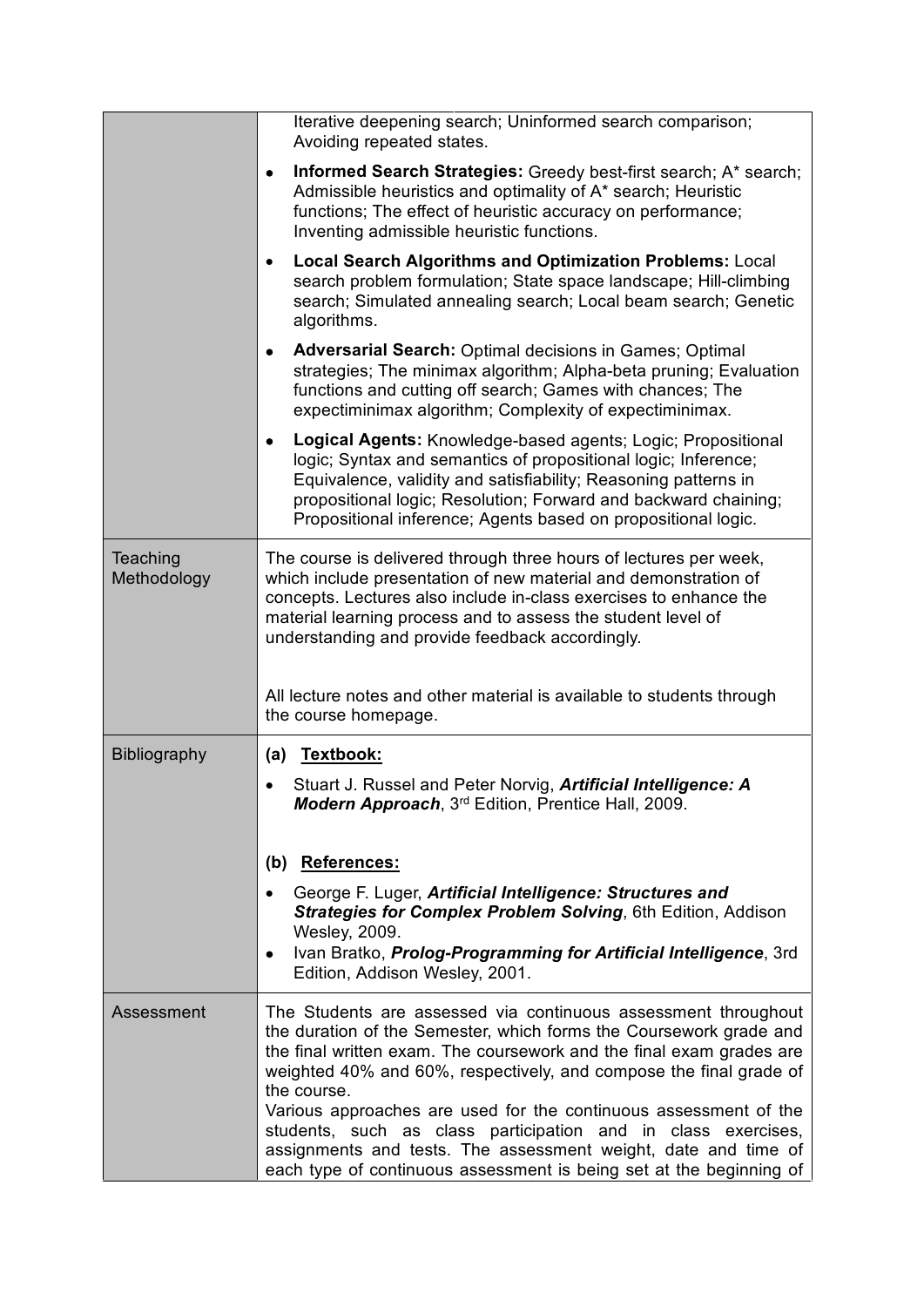| | |
|---|---|
| | Iterative deepening search; Uninformed search comparison; Avoiding repeated states.<br>• **Informed Search Strategies:** Greedy best-first search; A* search; Admissible heuristics and optimality of A* search; Heuristic functions; The effect of heuristic accuracy on performance; Inventing admissible heuristic functions.<br>• **Local Search Algorithms and Optimization Problems:** Local search problem formulation; State space landscape; Hill-climbing search; Simulated annealing search; Local beam search; Genetic algorithms.<br>• **Adversarial Search:** Optimal decisions in Games; Optimal strategies; The minimax algorithm; Alpha-beta pruning; Evaluation functions and cutting off search; Games with chances; The expectiminimax algorithm; Complexity of expectiminimax.<br>• **Logical Agents:** Knowledge-based agents; Logic; Propositional logic; Syntax and semantics of propositional logic; Inference; Equivalence, validity and satisfiability; Reasoning patterns in propositional logic; Resolution; Forward and backward chaining; Propositional inference; Agents based on propositional logic. |
| Teaching Methodology | The course is delivered through three hours of lectures per week, which include presentation of new material and demonstration of concepts. Lectures also include in-class exercises to enhance the material learning process and to assess the student level of understanding and provide feedback accordingly.<br><br>All lecture notes and other material is available to students through the course homepage. |
| Bibliography | **(a) <u>Textbook:</u>**<br>• Stuart J. Russel and Peter Norvig, ***Artificial Intelligence: A Modern Approach***, 3rd Edition, Prentice Hall, 2009.<br><br>**(b) <u>References:</u>**<br>• George F. Luger, ***Artificial Intelligence: Structures and Strategies for Complex Problem Solving***, 6th Edition, Addison Wesley, 2009.<br>• Ivan Bratko, ***Prolog-Programming for Artificial Intelligence***, 3rd Edition, Addison Wesley, 2001. |
| Assessment | The Students are assessed via continuous assessment throughout the duration of the Semester, which forms the Coursework grade and the final written exam. The coursework and the final exam grades are weighted 40% and 60%, respectively, and compose the final grade of the course.<br>Various approaches are used for the continuous assessment of the students, such as class participation and in class exercises, assignments and tests. The assessment weight, date and time of each type of continuous assessment is being set at the beginning of |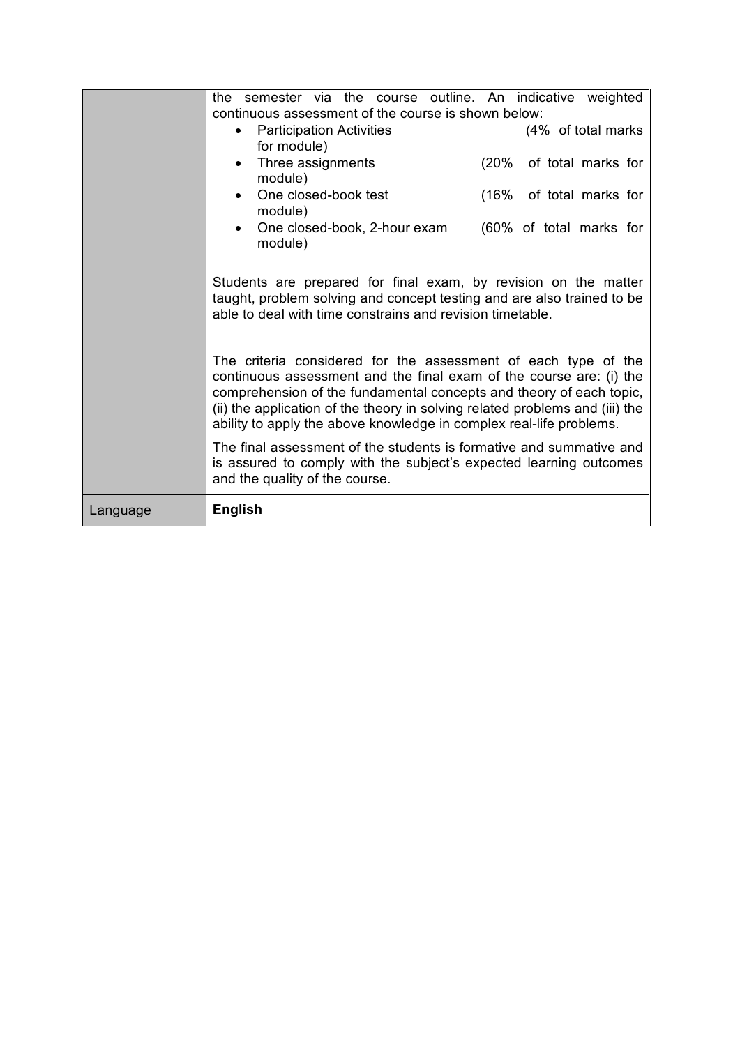| | |
|---|---|
| | the semester via the course outline. An indicative weighted continuous assessment of the course is shown below:<br>• Participation Activities (4% of total marks for module)<br>• Three assignments (20% of total marks for module)<br>• One closed-book test (16% of total marks for module)<br>• One closed-book, 2-hour exam (60% of total marks for module)<br><br>Students are prepared for final exam, by revision on the matter taught, problem solving and concept testing and are also trained to be able to deal with time constrains and revision timetable.<br><br>The criteria considered for the assessment of each type of the continuous assessment and the final exam of the course are: (i) the comprehension of the fundamental concepts and theory of each topic, (ii) the application of the theory in solving related problems and (iii) the ability to apply the above knowledge in complex real-life problems.<br><br>The final assessment of the students is formative and summative and is assured to comply with the subject's expected learning outcomes and the quality of the course. |
| Language | **English** |